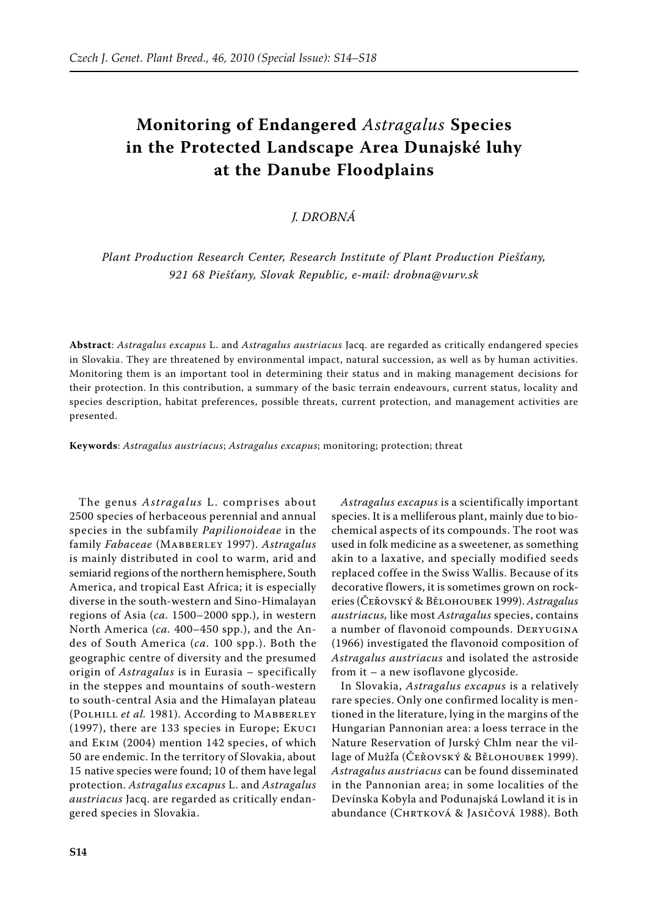# Monitoring of Endangered *Astragalus* Species in the Protected Landscape Area Dunajské luhy at the Danube Floodplains

*J. DROBNÁ*

*Plant Production Research Center, Research Institute of Plant Production Piešťany, 921 68 Piešťany, Slovak Republic, e-mail: drobna@vurv.sk*

**Abstract**: *Astragalus excapus* L. and *Astragalus austriacus* Jacq. are regarded as critically endangered species in Slovakia. They are threatened by environmental impact, natural succession, as well as by human activities. Monitoring them is an important tool in determining their status and in making management decisions for their protection. In this contribution, a summary of the basic terrain endeavours, current status, locality and species description, habitat preferences, possible threats, current protection, and management activities are presented.

**Keywords**: *Astragalus austriacus*; *Astragalus excapus*; monitoring; protection; threat

The genus *Astragalus* L. comprises about 2500 species of herbaceous perennial and annual species in the subfamily *Papilionoideae* in the family *Fabaceae* (Mabberley 1997). *Astragalus* is mainly distributed in cool to warm, arid and semiarid regions of the northern hemisphere, South America, and tropical East Africa; it is especially diverse in the south-western and Sino-Himalayan regions of Asia (*ca.* 1500–2000 spp.), in western North America (*ca.* 400–450 spp.), and the Andes of South America (*ca.* 100 spp.). Both the geographic centre of diversity and the presumed origin of *Astragalus* is in Eurasia – specifically in the steppes and mountains of south-western to south-central Asia and the Himalayan plateau (Polhill *et al.* 1981). According to Mabberley (1997), there are 133 species in Europe; Ekuci and Ekim (2004) mention 142 species, of which 50 are endemic. In the territory of Slovakia, about 15 native species were found; 10 of them have legal protection. *Astragalus excapus* L. and *Astragalus austriacus* Jacq. are regarded as critically endangered species in Slovakia.

*Astragalus excapus* is a scientifically important species. It is a melliferous plant, mainly due to biochemical aspects of its compounds. The root was used in folk medicine as a sweetener, as something akin to a laxative, and specially modified seeds replaced coffee in the Swiss Wallis. Because of its decorative flowers, it is sometimes grown on rockeries (Čeřovský & Bělohoubek 1999). *Astragalus austriacus,* like most *Astragalus* species, contains a number of flavonoid compounds. Deryugina (1966) investigated the flavonoid composition of *Astragalus austriacus* and isolated the astroside from it – a new isoflavone glycoside.

In Slovakia, *Astragalus excapus* is a relatively rare species. Only one confirmed locality is mentioned in the literature, lying in the margins of the Hungarian Pannonian area: a loess terrace in the Nature Reservation of Jurský Chlm near the village of Mužľa (Čeřovský & Bělohoubek 1999). *Astragalus austriacus* can be found disseminated in the Pannonian area; in some localities of the Devínska Kobyla and Podunajská Lowland it is in abundance (Chrtková & Jasičová 1988). Both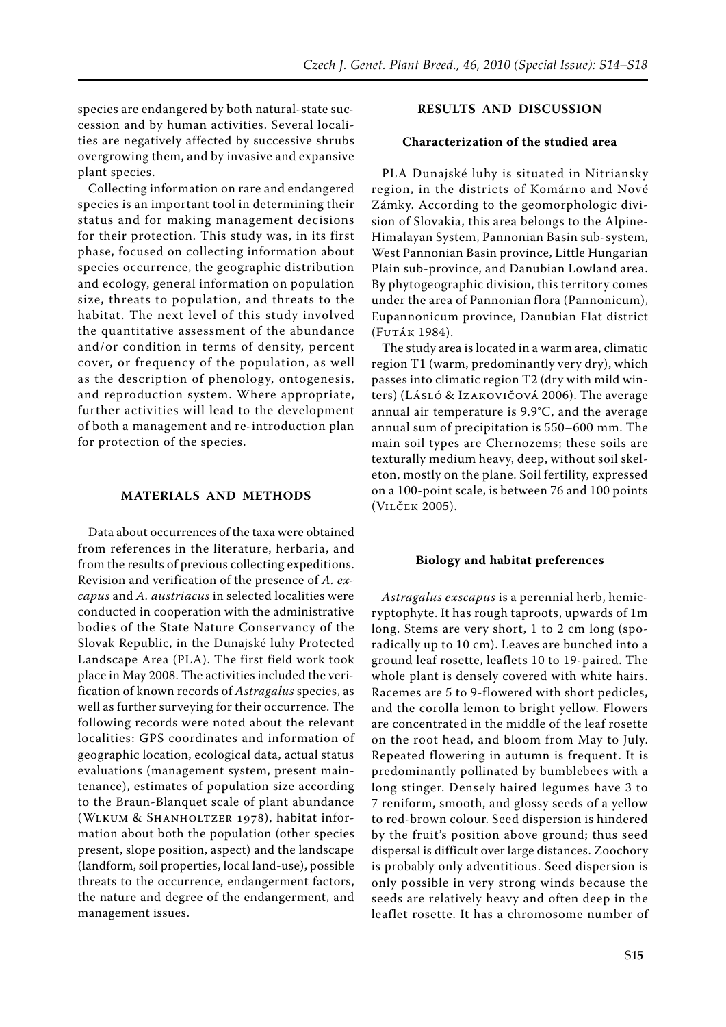species are endangered by both natural-state succession and by human activities. Several localities are negatively affected by successive shrubs overgrowing them, and by invasive and expansive plant species.

Collecting information on rare and endangered species is an important tool in determining their status and for making management decisions for their protection. This study was, in its first phase, focused on collecting information about species occurrence, the geographic distribution and ecology, general information on population size, threats to population, and threats to the habitat. The next level of this study involved the quantitative assessment of the abundance and/or condition in terms of density, percent cover, or frequency of the population, as well as the description of phenology, ontogenesis, and reproduction system. Where appropriate, further activities will lead to the development of both a management and re-introduction plan for protection of the species.

## MATERIALS AND METHODS

Data about occurrences of the taxa were obtained from references in the literature, herbaria, and from the results of previous collecting expeditions. Revision and verification of the presence of *A. exscapus* and *A. austriacus* in selected localities were conducted in cooperation with the administrative bodies of the State Nature Conservancy of the Slovak Republic, in the Dunajské luhy Protected Landscape Area (PLA). The first field work took place in May 2008. The activities included the verification of known records of *Astragalus* species, as well as further surveying for their occurrence. The following records were noted about the relevant localities: GPS coordinates and information of geographic location, ecological data, actual status evaluations (management system, present maintenance), estimates of population size according to the Braun-Blanquet scale of plant abundance (Wlkum & Shanholtzer 1978), habitat information about both the population (other species present, slope position, aspect) and the landscape (landform, soil properties, local land-use), possible threats to the occurrence, endangerment factors, the nature and degree of the endangerment, and management issues.

## RESULTS AND DISCUSSION

### Characterization of the studied area

PLA Dunajské luhy is situated in Nitriansky region, in the districts of Komárno and Nové Zámky. According to the geomorphologic division of Slovakia, this area belongs to the Alpine-Himalayan System, Pannonian Basin sub-system, West Pannonian Basin province, Little Hungarian Plain sub-province, and Danubian Lowland area. By phytogeographic division, this territory comes under the area of Pannonian flora (Pannonicum), Eupannonicum province, Danubian Flat district (Futák 1984).

The study area is located in a warm area, climatic region T1 (warm, predominantly very dry), which passes into climatic region T2 (dry with mild winters) (Lásló & Izakovičová 2006). The average annual air temperature is 9.9°C, and the average annual sum of precipitation is 550–600 mm. The main soil types are Chernozems; these soils are texturally medium heavy, deep, without soil skeleton, mostly on the plane. Soil fertility, expressed on a 100-point scale, is between 76 and 100 points (Vilček 2005).

### Biology and habitat preferences

*Astragalus exscapus* is a perennial herb, hemicryptophyte. It has rough taproots, upwards of 1m long. Stems are very short, 1 to 2 cm long (sporadically up to 10 cm). Leaves are bunched into a ground leaf rosette, leaflets 10 to 19-paired. The whole plant is densely covered with white hairs. Racemes are 5 to 9-flowered with short pedicles, and the corolla lemon to bright yellow. Flowers are concentrated in the middle of the leaf rosette on the root head, and bloom from May to July. Repeated flowering in autumn is frequent. It is predominantly pollinated by bumblebees with a long stinger. Densely haired legumes have 3 to 7 reniform, smooth, and glossy seeds of a yellow to red-brown colour. Seed dispersion is hindered by the fruit's position above ground; thus seed dispersal is difficult over large distances. Zoochory is probably only adventitious. Seed dispersion is only possible in very strong winds because the seeds are relatively heavy and often deep in the leaflet rosette. It has a chromosome number of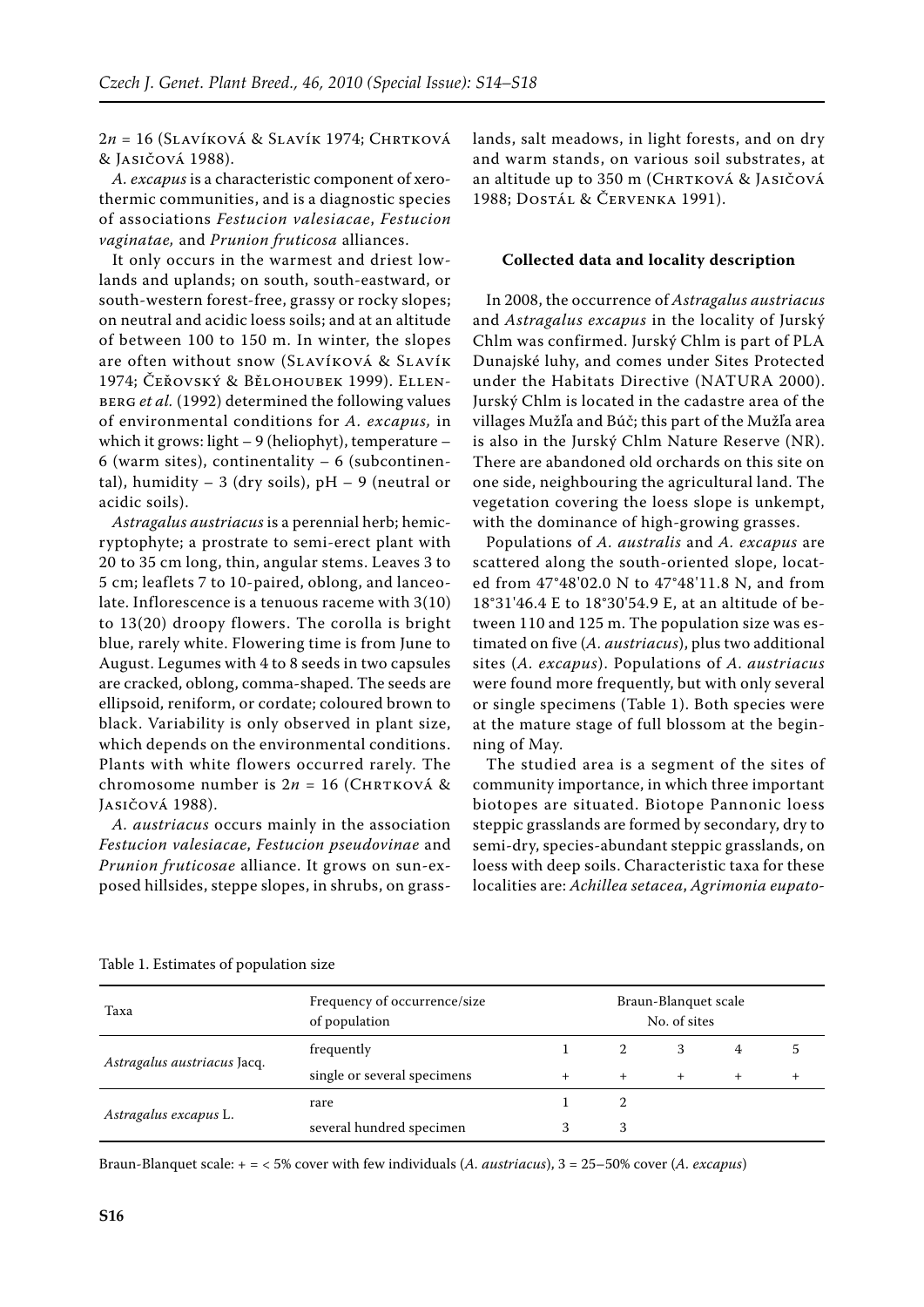$2n = 16$ (Slavíková & Slavík 1974; Chrtková & Jasičová 1988).

*A. excapus* is a characteristic component of xerothermic communities, and is a diagnostic species of associations *Festucion valesiacae*, *Festucion vaginatae,* and *Prunion fruticosa* alliances.

It only occurs in the warmest and driest lowlands and uplands; on south, south-eastward, or south-western forest-free, grassy or rocky slopes; on neutral and acidic loess soils; and at an altitude of between 100 to 150 m. In winter, the slopes are often without snow (Slavíková & Slavík 1974; Čeřovský & Bělohoubek 1999). Ellenberg *et al.* (1992) determined the following values of environmental conditions for *A. excapus,* in which it grows: light – 9 (heliophyt), temperature – 6 (warm sites), continentality – 6 (subcontinental), humidity – 3 (dry soils), pH – 9 (neutral or acidic soils).

*Astragalus austriacus* is a perennial herb; hemicryptophyte; a prostrate to semi-erect plant with 20 to 35 cm long, thin, angular stems. Leaves 3 to 5 cm; leaflets 7 to 10-paired, oblong, and lanceolate. Inflorescence is a tenuous raceme with 3(10) to 13(20) droopy flowers. The corolla is bright blue, rarely white. Flowering time is from June to August. Legumes with 4 to 8 seeds in two capsules are cracked, oblong, comma-shaped. The seeds are ellipsoid, reniform, or cordate; coloured brown to black. Variability is only observed in plant size, which depends on the environmental conditions. Plants with white flowers occurred rarely. The chromosome number is $2n = 16$ (Chrtková & Jasičová 1988).

*A. austriacus* occurs mainly in the association *Festucion valesiacae*, *Festucion pseudovinae* and *Prunion fruticosae* alliance. It grows on sun-exposed hillsides, steppe slopes, in shrubs, on grasslands, salt meadows, in light forests, and on dry and warm stands, on various soil substrates, at an altitude up to 350 m (Chrtková & Jasičová 1988; Dostál & Červenka 1991).

### Collected data and locality description

In 2008, the occurrence of *Astragalus austriacus* and *Astragalus excapus* in the locality of Jurský Chlm was confirmed. Jurský Chlm is part of PLA Dunajské luhy, and comes under Sites Protected under the Habitats Directive (NATURA 2000). Jurský Chlm is located in the cadastre area of the villages Mužľa and Búč; this part of the Mužľa area is also in the Jurský Chlm Nature Reserve (NR). There are abandoned old orchards on this site on one side, neighbouring the agricultural land. The vegetation covering the loess slope is unkempt, with the dominance of high-growing grasses.

Populations of *A. australis* and *A. excapus* are scattered along the south-oriented slope, located from 47°48'02.0 N to 47°48'11.8 N, and from 18°31'46.4 E to 18°30'54.9 E, at an altitude of between 110 and 125 m. The population size was estimated on five (*A. austriacus*), plus two additional sites (*A. excapus*). Populations of *A. austriacus* were found more frequently, but with only several or single specimens (Table 1). Both species were at the mature stage of full blossom at the beginning of May.

The studied area is a segment of the sites of community importance, in which three important biotopes are situated. Biotope Pannonic loess steppic grasslands are formed by secondary, dry to semi-dry, species-abundant steppic grasslands, on loess with deep soils. Characteristic taxa for these localities are: *Achillea setacea*, *Agrimonia eupato-*

Table 1. Estimates of population size

| Taxa | Frequency of occurrence/size of population | Braun-Blanquet scale No. of sites | | | | |
|---|---|---|---|---|---|---|
| *Astragalus austriacus* Jacq. | frequently | 1 | 2 | 3 | 4 | 5 |
| | single or several specimens | + | + | + | + | + |
| *Astragalus excapus* L. | rare | 1 | 2 | | | |
| | several hundred specimen | 3 | 3 | | | |

Braun-Blanquet scale: + = < 5% cover with few individuals (*A. austriacus*), 3 = 25–50% cover (*A. excapus*)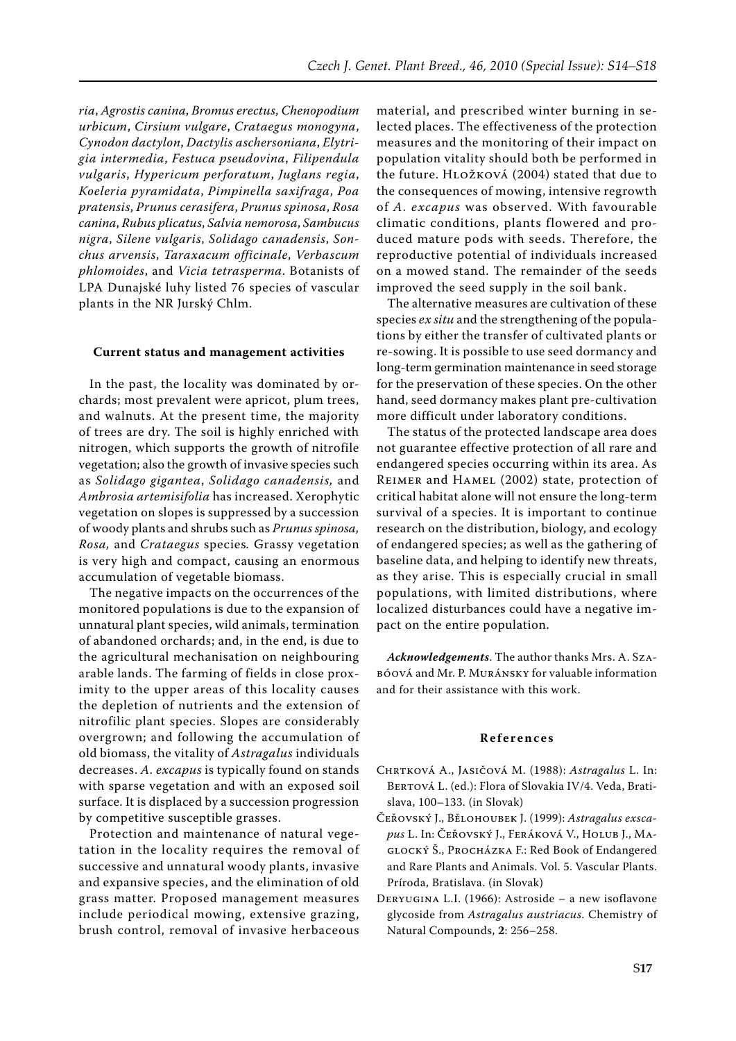*ria*, *Agrostis canina*, *Bromus erectus*, *Chenopodium urbicum*, *Cirsium vulgare*, *Crataegus monogyna*, *Cynodon dactylon*, *Dactylis aschersoniana*, *Elytrigia intermedia*, *Festuca pseudovina*, *Filipendula vulgaris*, *Hypericum perforatum*, *Juglans regia*, *Koeleria pyramidata*, *Pimpinella saxifraga*, *Poa pratensis*, *Prunus cerasifera*, *Prunus spinosa*, *Rosa canina*, *Rubus plicatus*, *Salvia nemorosa*, *Sambucus nigra*, *Silene vulgaris*, *Solidago canadensis*, *Sonchus arvensis*, *Taraxacum officinale*, *Verbascum phlomoides*, and *Vicia tetrasperma*. Botanists of LPA Dunajské luhy listed 76 species of vascular plants in the NR Jurský Chlm.

## Current status and management activities

In the past, the locality was dominated by orchards; most prevalent were apricot, plum trees, and walnuts. At the present time, the majority of trees are dry. The soil is highly enriched with nitrogen, which supports the growth of nitrofile vegetation; also the growth of invasive species such as *Solidago gigantea*, *Solidago canadensis,* and *Ambrosia artemisifolia* has increased. Xerophytic vegetation on slopes is suppressed by a succession of woody plants and shrubs such as *Prunus spinosa, Rosa,* and *Crataegus* species*.* Grassy vegetation is very high and compact, causing an enormous accumulation of vegetable biomass.

The negative impacts on the occurrences of the monitored populations is due to the expansion of unnatural plant species, wild animals, termination of abandoned orchards; and, in the end, is due to the agricultural mechanisation on neighbouring arable lands. The farming of fields in close proximity to the upper areas of this locality causes the depletion of nutrients and the extension of nitrofilic plant species. Slopes are considerably overgrown; and following the accumulation of old biomass, the vitality of *Astragalus* individuals decreases. *A. excapus* is typically found on stands with sparse vegetation and with an exposed soil surface. It is displaced by a succession progression by competitive susceptible grasses.

Protection and maintenance of natural vegetation in the locality requires the removal of successive and unnatural woody plants, invasive and expansive species, and the elimination of old grass matter. Proposed management measures include periodical mowing, extensive grazing, brush control, removal of invasive herbaceous material, and prescribed winter burning in selected places. The effectiveness of the protection measures and the monitoring of their impact on population vitality should both be performed in the future. Hložková (2004) stated that due to the consequences of mowing, intensive regrowth of *A. excapus* was observed. With favourable climatic conditions, plants flowered and produced mature pods with seeds. Therefore, the reproductive potential of individuals increased on a mowed stand. The remainder of the seeds improved the seed supply in the soil bank.

The alternative measures are cultivation of these species *ex situ* and the strengthening of the populations by either the transfer of cultivated plants or re-sowing. It is possible to use seed dormancy and long-term germination maintenance in seed storage for the preservation of these species. On the other hand, seed dormancy makes plant pre-cultivation more difficult under laboratory conditions.

The status of the protected landscape area does not guarantee effective protection of all rare and endangered species occurring within its area. As Reimer and Hamel (2002) state, protection of critical habitat alone will not ensure the long-term survival of a species. It is important to continue research on the distribution, biology, and ecology of endangered species; as well as the gathering of baseline data, and helping to identify new threats, as they arise. This is especially crucial in small populations, with limited distributions, where localized disturbances could have a negative impact on the entire population.

***Acknowledgements***. The author thanks Mrs. A. Szabóová and Mr. P. Muránsky for valuable information and for their assistance with this work.

## References

Chrtková A., Jasičová M. (1988): *Astragalus* L. In: Bertová L. (ed.): Flora of Slovakia IV/4. Veda, Bratislava, 100–133. (in Slovak)

Čeřovský J., Bělohoubek J. (1999): *Astragalus exscapus* L. In: Čeřovský J., Feráková V., Holub J., Maglocký Š., Procházka F.: Red Book of Endangered and Rare Plants and Animals. Vol. 5. Vascular Plants. Príroda, Bratislava. (in Slovak)

Deryugina L.I. (1966): Astroside – a new isoflavone glycoside from *Astragalus austriacus.* Chemistry of Natural Compounds, **2**: 256–258.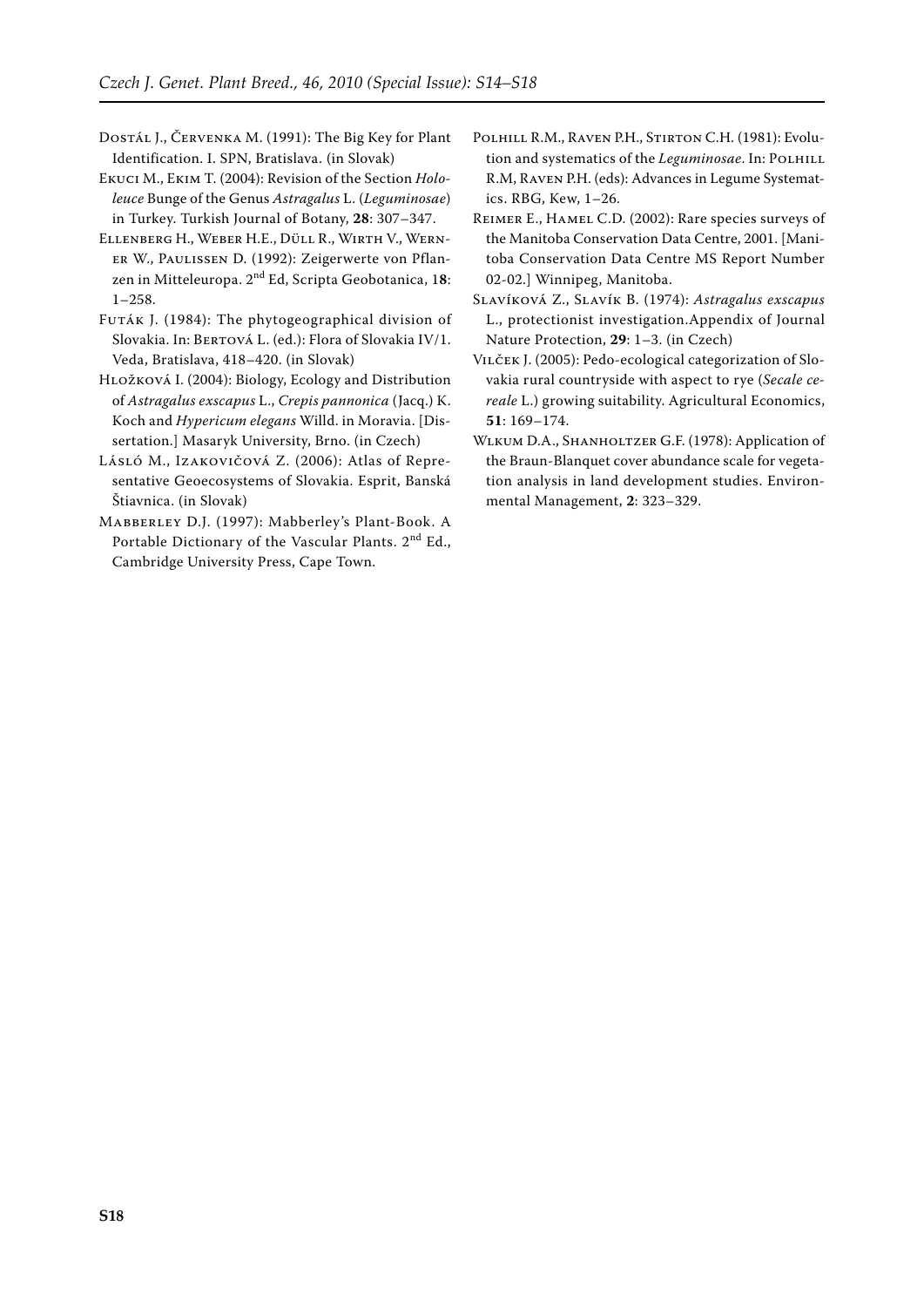Dostál J., Červenka M. (1991): The Big Key for Plant Identification. I. SPN, Bratislava. (in Slovak)

Ekuci M., Ekim T. (2004): Revision of the Section *Hololeuce* Bunge of the Genus *Astragalus* L. (*Leguminosae*) in Turkey. Turkish Journal of Botany, **28**: 307–347.

Ellenberg H., Weber H.E., Düll R., Wirth V., Werner W., Paulissen D. (1992): Zeigerwerte von Pflanzen in Mitteleuropa. 2nd Ed, Scripta Geobotanica, 1**8**: 1–258.

Futák J. (1984): The phytogeographical division of Slovakia. In: Bertová L. (ed.): Flora of Slovakia IV/1. Veda, Bratislava, 418–420. (in Slovak)

Hložková I. (2004): Biology, Ecology and Distribution of *Astragalus exscapus* L., *Crepis pannonica* (Jacq.) K. Koch and *Hypericum elegans* Willd. in Moravia. [Dissertation.] Masaryk University, Brno. (in Czech)

Lásló M., Izakovičová Z. (2006): Atlas of Representative Geoecosystems of Slovakia. Esprit, Banská Štiavnica. (in Slovak)

Mabberley D.J. (1997): Mabberley's Plant-Book. A Portable Dictionary of the Vascular Plants. 2nd Ed., Cambridge University Press, Cape Town.

Polhill R.M., Raven P.H., Stirton C.H. (1981): Evolution and systematics of the *Leguminosae*. In: Polhill R.M, Raven P.H. (eds): Advances in Legume Systematics. RBG, Kew, 1–26.

Reimer E., Hamel C.D. (2002): Rare species surveys of the Manitoba Conservation Data Centre, 2001. [Manitoba Conservation Data Centre MS Report Number 02-02.] Winnipeg, Manitoba.

Slavíková Z., Slavík B. (1974): *Astragalus exscapus* L., protectionist investigation.Appendix of Journal Nature Protection, **29**: 1–3. (in Czech)

Vilček J. (2005): Pedo-ecological categorization of Slovakia rural countryside with aspect to rye (*Secale cereale* L.) growing suitability. Agricultural Economics, **51**: 169–174.

Wlkum D.A., Shanholtzer G.F. (1978): Application of the Braun-Blanquet cover abundance scale for vegetation analysis in land development studies. Environmental Management, **2**: 323–329.